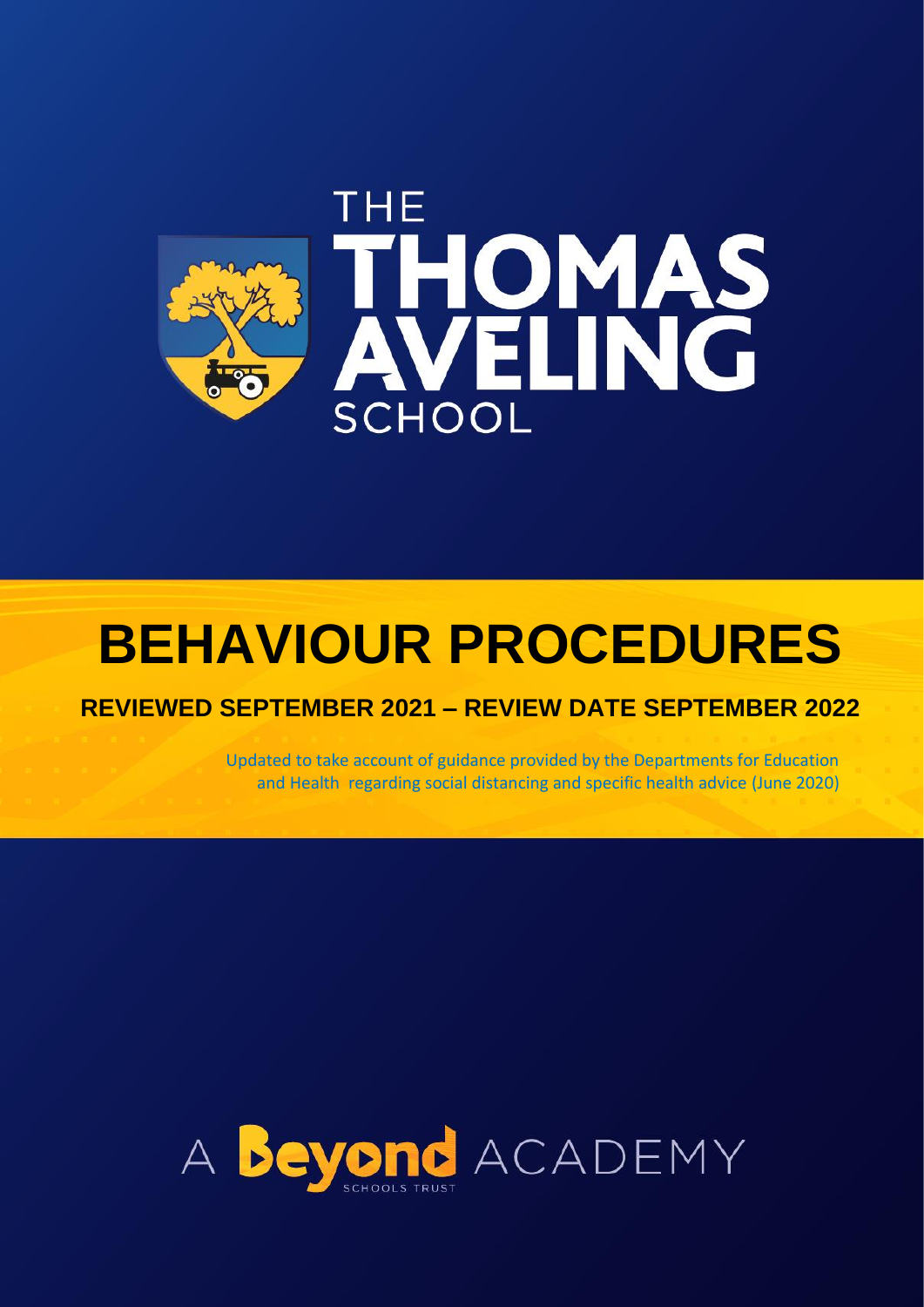THE

# THOMAS AVELING

SCHOOL

# BEHAVIOUR PROCEDURES

## REVIEWED SEPTEMBER 2021 – REVIEW DATE SEPTEMBER 2022

Updated to take account of guidance provided by the Departments for Education and Health regarding social distancing and specific health advice (June 2020)

A Beyond ACADEMY

SCHOOLS TRUST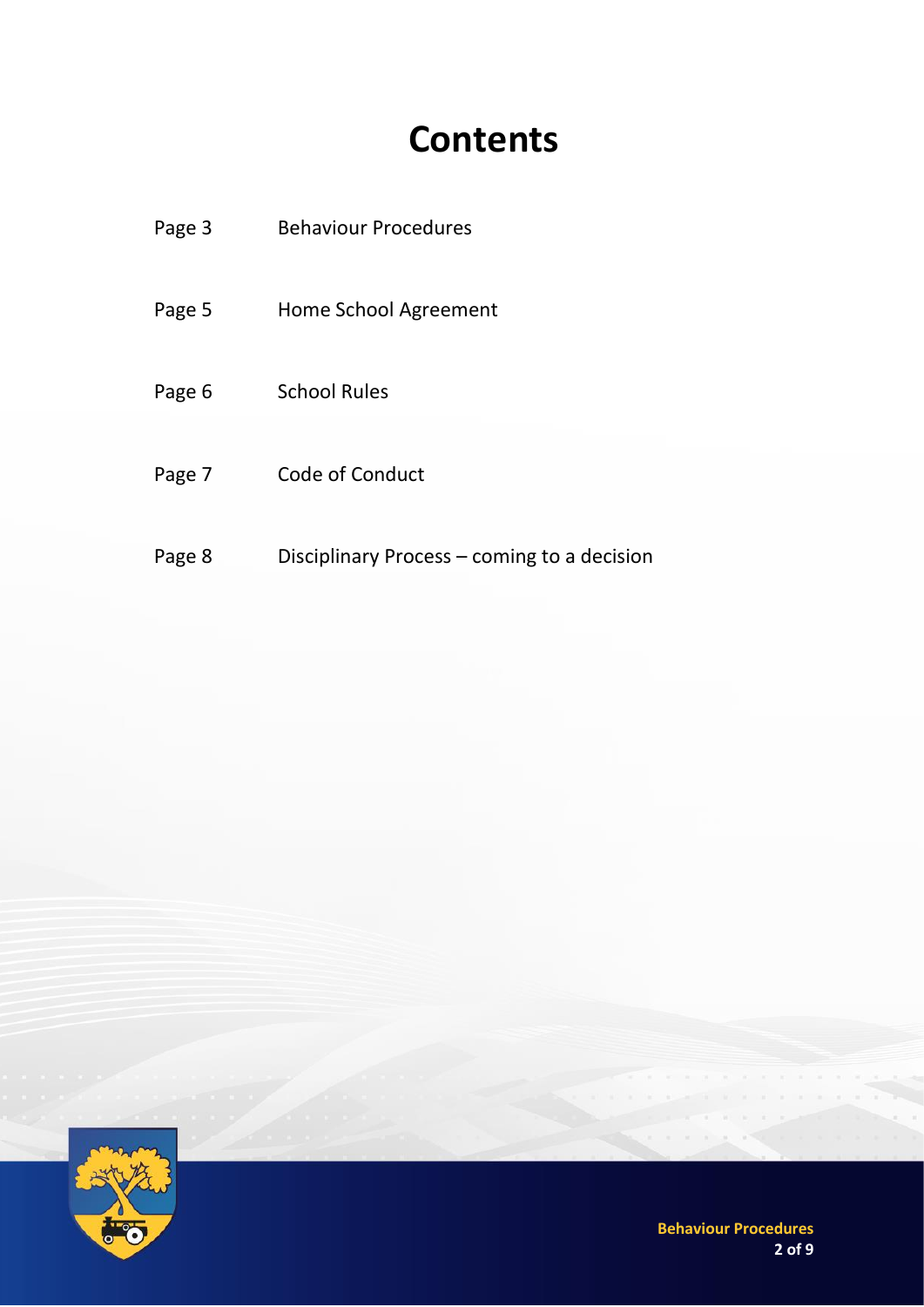# Contents

| | |
|---|---|
| Page 3 | Behaviour Procedures |
| Page 5 | Home School Agreement |
| Page 6 | School Rules |
| Page 7 | Code of Conduct |
| Page 8 | Disciplinary Process – coming to a decision |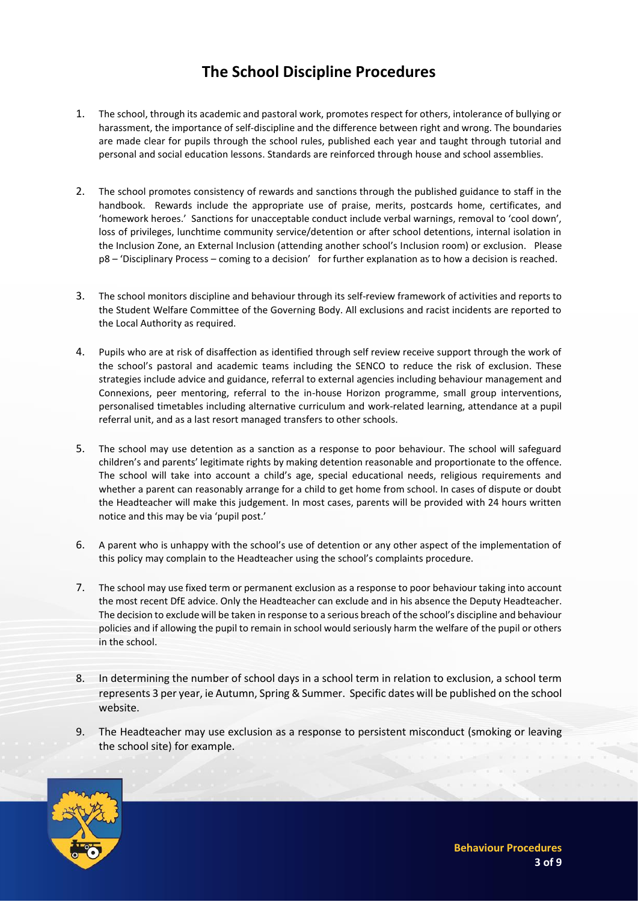# The School Discipline Procedures

1. The school, through its academic and pastoral work, promotes respect for others, intolerance of bullying or harassment, the importance of self-discipline and the difference between right and wrong. The boundaries are made clear for pupils through the school rules, published each year and taught through tutorial and personal and social education lessons. Standards are reinforced through house and school assemblies.

2. The school promotes consistency of rewards and sanctions through the published guidance to staff in the handbook. Rewards include the appropriate use of praise, merits, postcards home, certificates, and 'homework heroes.' Sanctions for unacceptable conduct include verbal warnings, removal to 'cool down', loss of privileges, lunchtime community service/detention or after school detentions, internal isolation in the Inclusion Zone, an External Inclusion (attending another school's Inclusion room) or exclusion. Please p8 – 'Disciplinary Process – coming to a decision' for further explanation as to how a decision is reached.

3. The school monitors discipline and behaviour through its self-review framework of activities and reports to the Student Welfare Committee of the Governing Body. All exclusions and racist incidents are reported to the Local Authority as required.

4. Pupils who are at risk of disaffection as identified through self review receive support through the work of the school's pastoral and academic teams including the SENCO to reduce the risk of exclusion. These strategies include advice and guidance, referral to external agencies including behaviour management and Connexions, peer mentoring, referral to the in-house Horizon programme, small group interventions, personalised timetables including alternative curriculum and work-related learning, attendance at a pupil referral unit, and as a last resort managed transfers to other schools.

5. The school may use detention as a sanction as a response to poor behaviour. The school will safeguard children's and parents' legitimate rights by making detention reasonable and proportionate to the offence. The school will take into account a child's age, special educational needs, religious requirements and whether a parent can reasonably arrange for a child to get home from school. In cases of dispute or doubt the Headteacher will make this judgement. In most cases, parents will be provided with 24 hours written notice and this may be via 'pupil post.'

6. A parent who is unhappy with the school's use of detention or any other aspect of the implementation of this policy may complain to the Headteacher using the school's complaints procedure.

7. The school may use fixed term or permanent exclusion as a response to poor behaviour taking into account the most recent DfE advice. Only the Headteacher can exclude and in his absence the Deputy Headteacher. The decision to exclude will be taken in response to a serious breach of the school's discipline and behaviour policies and if allowing the pupil to remain in school would seriously harm the welfare of the pupil or others in the school.

8. In determining the number of school days in a school term in relation to exclusion, a school term represents 3 per year, ie Autumn, Spring & Summer. Specific dates will be published on the school website.

9. The Headteacher may use exclusion as a response to persistent misconduct (smoking or leaving the school site) for example.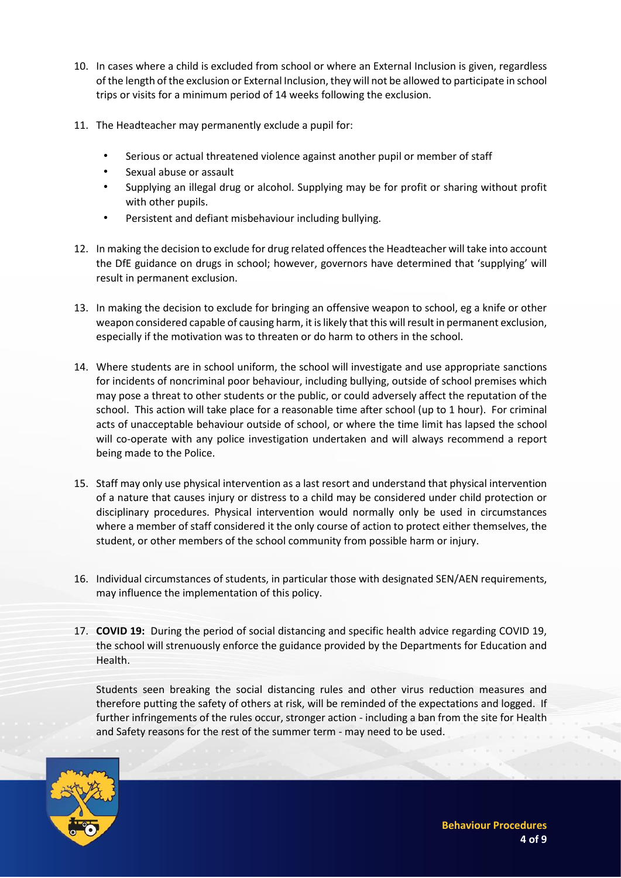10. In cases where a child is excluded from school or where an External Inclusion is given, regardless of the length of the exclusion or External Inclusion, they will not be allowed to participate in school trips or visits for a minimum period of 14 weeks following the exclusion.

11. The Headteacher may permanently exclude a pupil for:

    - Serious or actual threatened violence against another pupil or member of staff
    - Sexual abuse or assault
    - Supplying an illegal drug or alcohol. Supplying may be for profit or sharing without profit with other pupils.
    - Persistent and defiant misbehaviour including bullying.

12. In making the decision to exclude for drug related offences the Headteacher will take into account the DfE guidance on drugs in school; however, governors have determined that 'supplying' will result in permanent exclusion.

13. In making the decision to exclude for bringing an offensive weapon to school, eg a knife or other weapon considered capable of causing harm, it is likely that this will result in permanent exclusion, especially if the motivation was to threaten or do harm to others in the school.

14. Where students are in school uniform, the school will investigate and use appropriate sanctions for incidents of noncriminal poor behaviour, including bullying, outside of school premises which may pose a threat to other students or the public, or could adversely affect the reputation of the school. This action will take place for a reasonable time after school (up to 1 hour). For criminal acts of unacceptable behaviour outside of school, or where the time limit has lapsed the school will co-operate with any police investigation undertaken and will always recommend a report being made to the Police.

15. Staff may only use physical intervention as a last resort and understand that physical intervention of a nature that causes injury or distress to a child may be considered under child protection or disciplinary procedures. Physical intervention would normally only be used in circumstances where a member of staff considered it the only course of action to protect either themselves, the student, or other members of the school community from possible harm or injury.

16. Individual circumstances of students, in particular those with designated SEN/AEN requirements, may influence the implementation of this policy.

17. **COVID 19:** During the period of social distancing and specific health advice regarding COVID 19, the school will strenuously enforce the guidance provided by the Departments for Education and Health.

    Students seen breaking the social distancing rules and other virus reduction measures and therefore putting the safety of others at risk, will be reminded of the expectations and logged. If further infringements of the rules occur, stronger action - including a ban from the site for Health and Safety reasons for the rest of the summer term - may need to be used.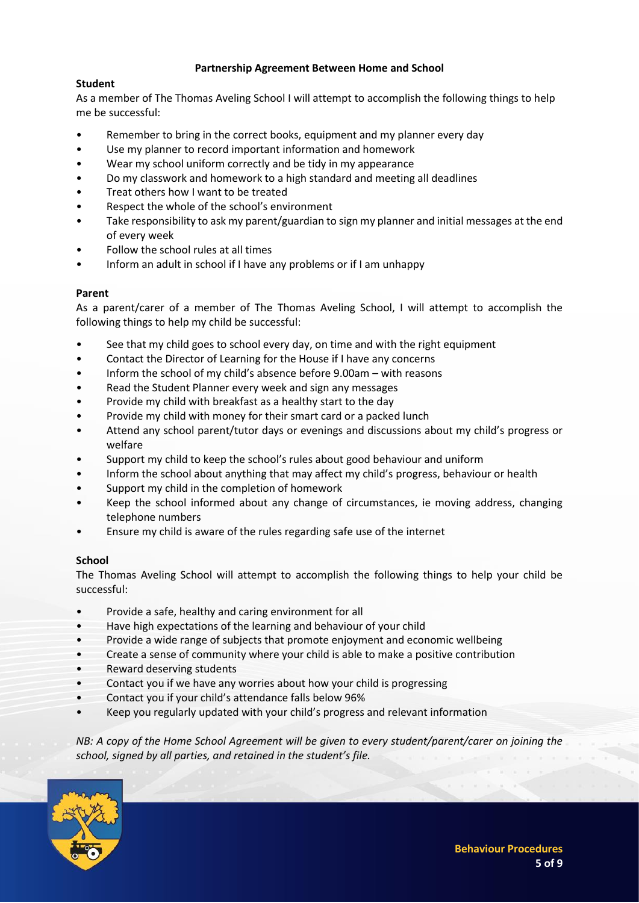## Partnership Agreement Between Home and School

### Student

As a member of The Thomas Aveling School I will attempt to accomplish the following things to help me be successful:

- Remember to bring in the correct books, equipment and my planner every day
- Use my planner to record important information and homework
- Wear my school uniform correctly and be tidy in my appearance
- Do my classwork and homework to a high standard and meeting all deadlines
- Treat others how I want to be treated
- Respect the whole of the school's environment
- Take responsibility to ask my parent/guardian to sign my planner and initial messages at the end of every week
- Follow the school rules at all times
- Inform an adult in school if I have any problems or if I am unhappy

### Parent

As a parent/carer of a member of The Thomas Aveling School, I will attempt to accomplish the following things to help my child be successful:

- See that my child goes to school every day, on time and with the right equipment
- Contact the Director of Learning for the House if I have any concerns
- Inform the school of my child's absence before 9.00am – with reasons
- Read the Student Planner every week and sign any messages
- Provide my child with breakfast as a healthy start to the day
- Provide my child with money for their smart card or a packed lunch
- Attend any school parent/tutor days or evenings and discussions about my child's progress or welfare
- Support my child to keep the school's rules about good behaviour and uniform
- Inform the school about anything that may affect my child's progress, behaviour or health
- Support my child in the completion of homework
- Keep the school informed about any change of circumstances, ie moving address, changing telephone numbers
- Ensure my child is aware of the rules regarding safe use of the internet

### School

The Thomas Aveling School will attempt to accomplish the following things to help your child be successful:

- Provide a safe, healthy and caring environment for all
- Have high expectations of the learning and behaviour of your child
- Provide a wide range of subjects that promote enjoyment and economic wellbeing
- Create a sense of community where your child is able to make a positive contribution
- Reward deserving students
- Contact you if we have any worries about how your child is progressing
- Contact you if your child's attendance falls below 96%
- Keep you regularly updated with your child's progress and relevant information

*NB: A copy of the Home School Agreement will be given to every student/parent/carer on joining the school, signed by all parties, and retained in the student's file.*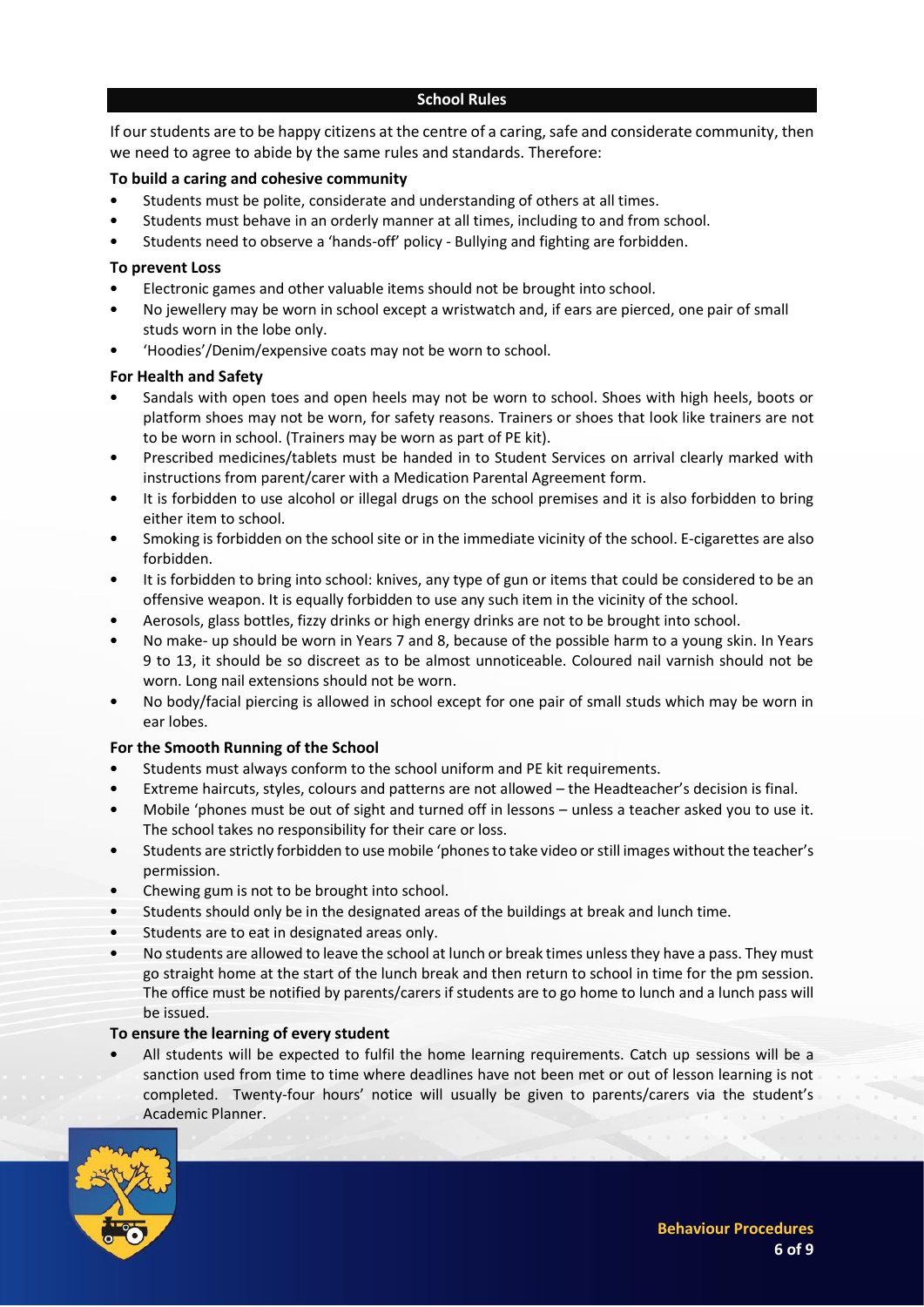## School Rules

If our students are to be happy citizens at the centre of a caring, safe and considerate community, then we need to agree to abide by the same rules and standards. Therefore:

**To build a caring and cohesive community**

- Students must be polite, considerate and understanding of others at all times.
- Students must behave in an orderly manner at all times, including to and from school.
- Students need to observe a 'hands-off' policy - Bullying and fighting are forbidden.

**To prevent Loss**

- Electronic games and other valuable items should not be brought into school.
- No jewellery may be worn in school except a wristwatch and, if ears are pierced, one pair of small studs worn in the lobe only.
- 'Hoodies'/Denim/expensive coats may not be worn to school.

**For Health and Safety**

- Sandals with open toes and open heels may not be worn to school. Shoes with high heels, boots or platform shoes may not be worn, for safety reasons. Trainers or shoes that look like trainers are not to be worn in school. (Trainers may be worn as part of PE kit).
- Prescribed medicines/tablets must be handed in to Student Services on arrival clearly marked with instructions from parent/carer with a Medication Parental Agreement form.
- It is forbidden to use alcohol or illegal drugs on the school premises and it is also forbidden to bring either item to school.
- Smoking is forbidden on the school site or in the immediate vicinity of the school. E-cigarettes are also forbidden.
- It is forbidden to bring into school: knives, any type of gun or items that could be considered to be an offensive weapon. It is equally forbidden to use any such item in the vicinity of the school.
- Aerosols, glass bottles, fizzy drinks or high energy drinks are not to be brought into school.
- No make- up should be worn in Years 7 and 8, because of the possible harm to a young skin. In Years 9 to 13, it should be so discreet as to be almost unnoticeable. Coloured nail varnish should not be worn. Long nail extensions should not be worn.
- No body/facial piercing is allowed in school except for one pair of small studs which may be worn in ear lobes.

**For the Smooth Running of the School**

- Students must always conform to the school uniform and PE kit requirements.
- Extreme haircuts, styles, colours and patterns are not allowed – the Headteacher's decision is final.
- Mobile 'phones must be out of sight and turned off in lessons – unless a teacher asked you to use it. The school takes no responsibility for their care or loss.
- Students are strictly forbidden to use mobile 'phones to take video or still images without the teacher's permission.
- Chewing gum is not to be brought into school.
- Students should only be in the designated areas of the buildings at break and lunch time.
- Students are to eat in designated areas only.
- No students are allowed to leave the school at lunch or break times unless they have a pass. They must go straight home at the start of the lunch break and then return to school in time for the pm session. The office must be notified by parents/carers if students are to go home to lunch and a lunch pass will be issued.

**To ensure the learning of every student**

- All students will be expected to fulfil the home learning requirements. Catch up sessions will be a sanction used from time to time where deadlines have not been met or out of lesson learning is not completed. Twenty-four hours' notice will usually be given to parents/carers via the student's Academic Planner.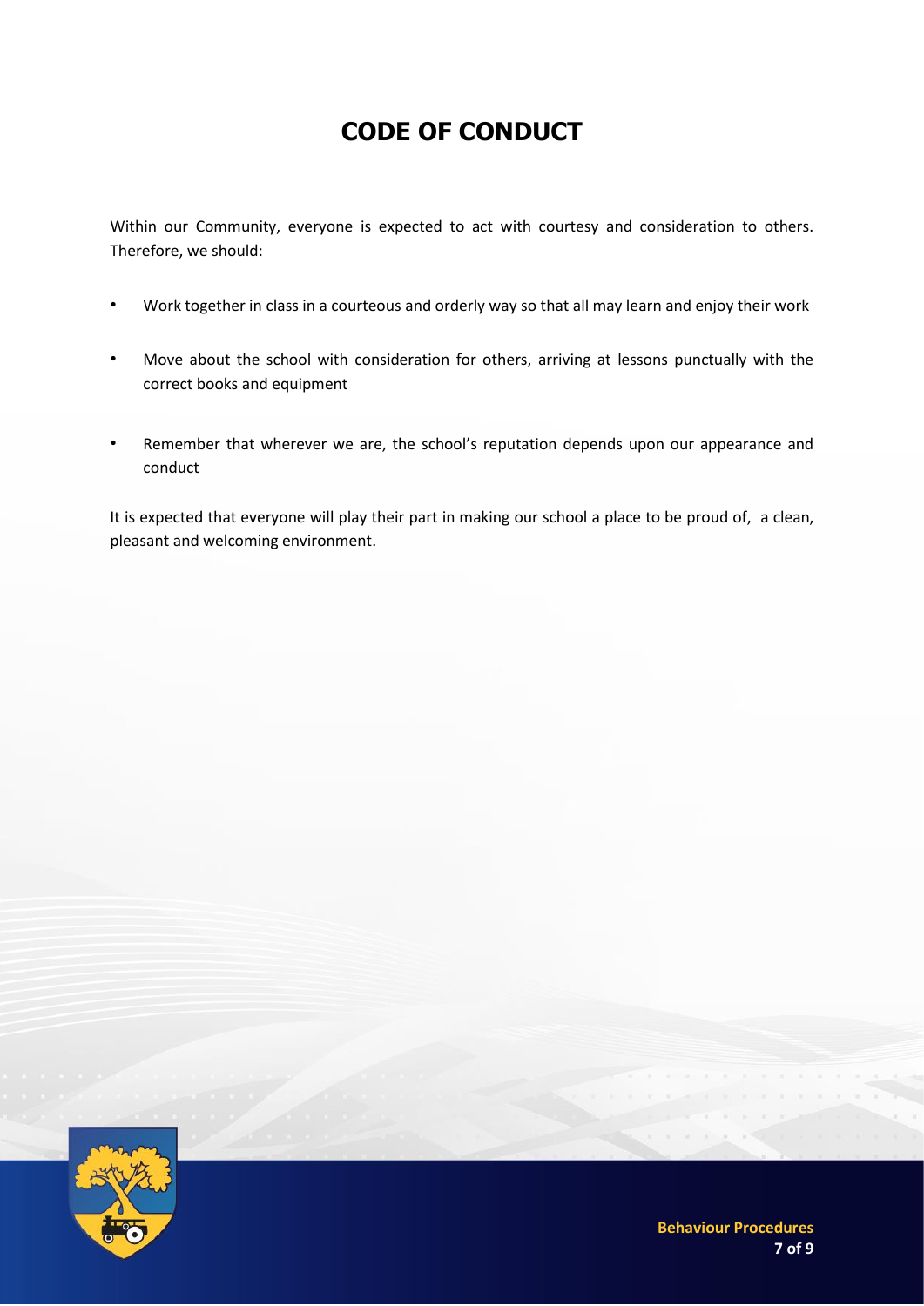# CODE OF CONDUCT

Within our Community, everyone is expected to act with courtesy and consideration to others. Therefore, we should:

- Work together in class in a courteous and orderly way so that all may learn and enjoy their work
- Move about the school with consideration for others, arriving at lessons punctually with the correct books and equipment
- Remember that wherever we are, the school's reputation depends upon our appearance and conduct

It is expected that everyone will play their part in making our school a place to be proud of, a clean, pleasant and welcoming environment.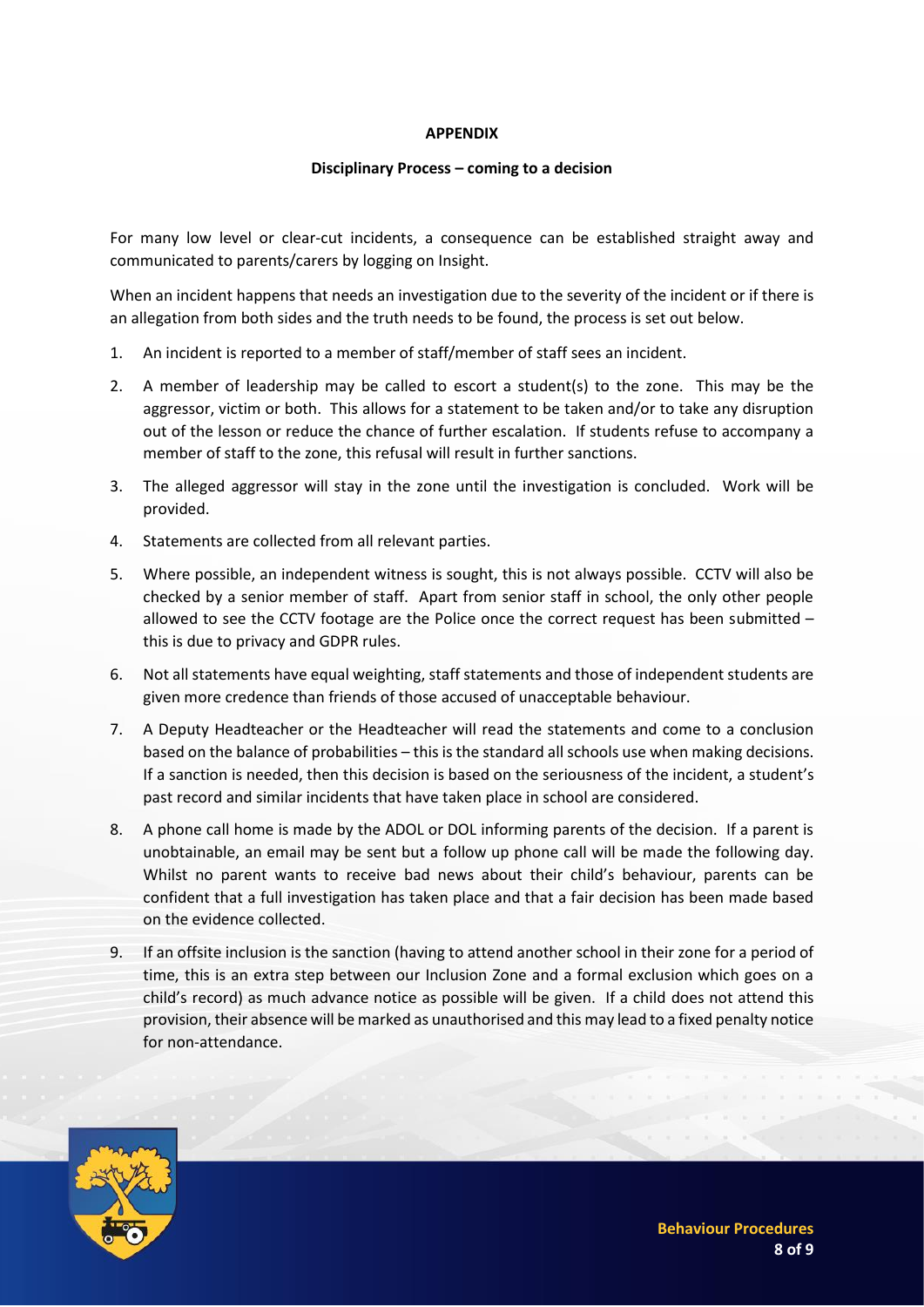**APPENDIX**

**Disciplinary Process – coming to a decision**

For many low level or clear-cut incidents, a consequence can be established straight away and communicated to parents/carers by logging on Insight.

When an incident happens that needs an investigation due to the severity of the incident or if there is an allegation from both sides and the truth needs to be found, the process is set out below.

1. An incident is reported to a member of staff/member of staff sees an incident.
2. A member of leadership may be called to escort a student(s) to the zone. This may be the aggressor, victim or both. This allows for a statement to be taken and/or to take any disruption out of the lesson or reduce the chance of further escalation. If students refuse to accompany a member of staff to the zone, this refusal will result in further sanctions.
3. The alleged aggressor will stay in the zone until the investigation is concluded. Work will be provided.
4. Statements are collected from all relevant parties.
5. Where possible, an independent witness is sought, this is not always possible. CCTV will also be checked by a senior member of staff. Apart from senior staff in school, the only other people allowed to see the CCTV footage are the Police once the correct request has been submitted – this is due to privacy and GDPR rules.
6. Not all statements have equal weighting, staff statements and those of independent students are given more credence than friends of those accused of unacceptable behaviour.
7. A Deputy Headteacher or the Headteacher will read the statements and come to a conclusion based on the balance of probabilities – this is the standard all schools use when making decisions. If a sanction is needed, then this decision is based on the seriousness of the incident, a student's past record and similar incidents that have taken place in school are considered.
8. A phone call home is made by the ADOL or DOL informing parents of the decision. If a parent is unobtainable, an email may be sent but a follow up phone call will be made the following day. Whilst no parent wants to receive bad news about their child's behaviour, parents can be confident that a full investigation has taken place and that a fair decision has been made based on the evidence collected.
9. If an offsite inclusion is the sanction (having to attend another school in their zone for a period of time, this is an extra step between our Inclusion Zone and a formal exclusion which goes on a child's record) as much advance notice as possible will be given. If a child does not attend this provision, their absence will be marked as unauthorised and this may lead to a fixed penalty notice for non-attendance.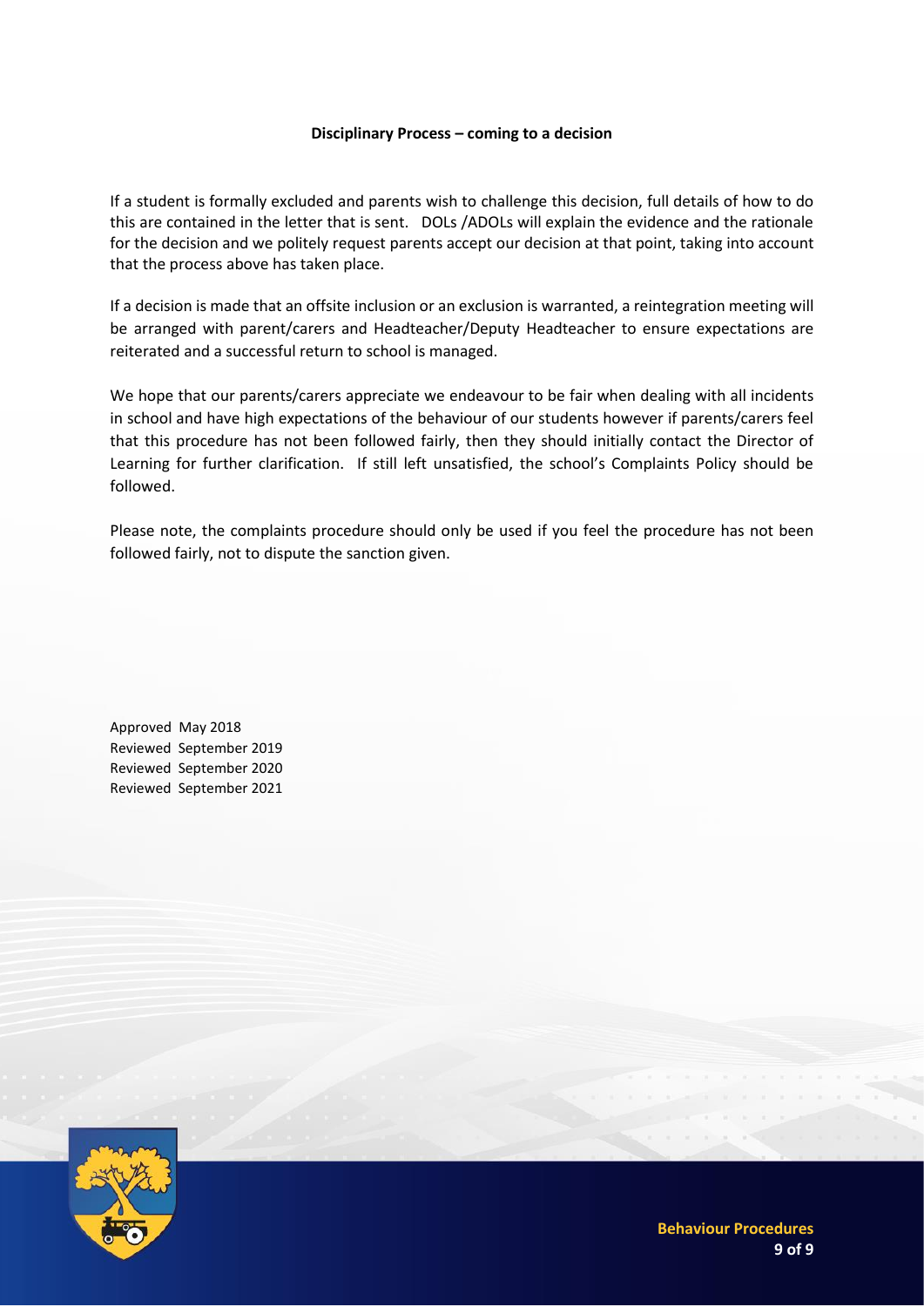**Disciplinary Process – coming to a decision**

If a student is formally excluded and parents wish to challenge this decision, full details of how to do this are contained in the letter that is sent. DOLs /ADOLs will explain the evidence and the rationale for the decision and we politely request parents accept our decision at that point, taking into account that the process above has taken place.

If a decision is made that an offsite inclusion or an exclusion is warranted, a reintegration meeting will be arranged with parent/carers and Headteacher/Deputy Headteacher to ensure expectations are reiterated and a successful return to school is managed.

We hope that our parents/carers appreciate we endeavour to be fair when dealing with all incidents in school and have high expectations of the behaviour of our students however if parents/carers feel that this procedure has not been followed fairly, then they should initially contact the Director of Learning for further clarification. If still left unsatisfied, the school's Complaints Policy should be followed.

Please note, the complaints procedure should only be used if you feel the procedure has not been followed fairly, not to dispute the sanction given.

Approved May 2018
Reviewed September 2019
Reviewed September 2020
Reviewed September 2021